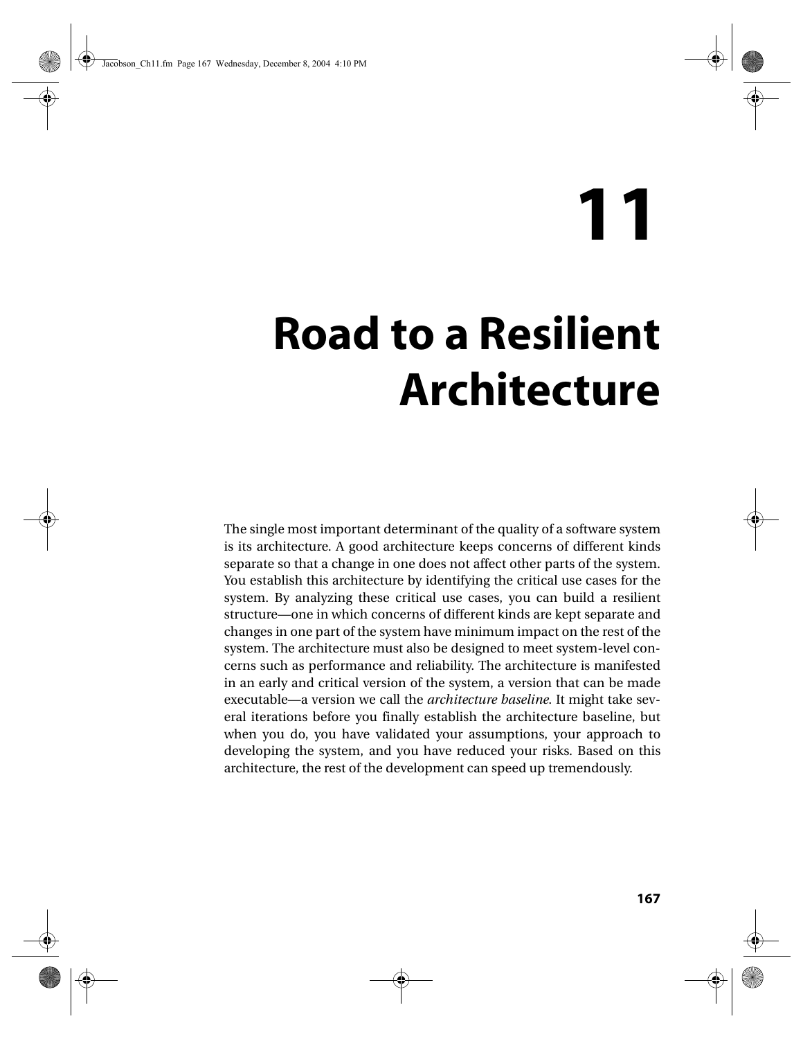# 11

# Road to a Resilient Architecture

The single most important determinant of the quality of a software system is its architecture. A good architecture keeps concerns of different kinds separate so that a change in one does not affect other parts of the system. You establish this architecture by identifying the critical use cases for the system. By analyzing these critical use cases, you can build a resilient structure—one in which concerns of different kinds are kept separate and changes in one part of the system have minimum impact on the rest of the system. The architecture must also be designed to meet system-level concerns such as performance and reliability. The architecture is manifested in an early and critical version of the system, a version that can be made executable—a version we call the *architecture baseline*. It might take several iterations before you finally establish the architecture baseline, but when you do, you have validated your assumptions, your approach to developing the system, and you have reduced your risks. Based on this architecture, the rest of the development can speed up tremendously.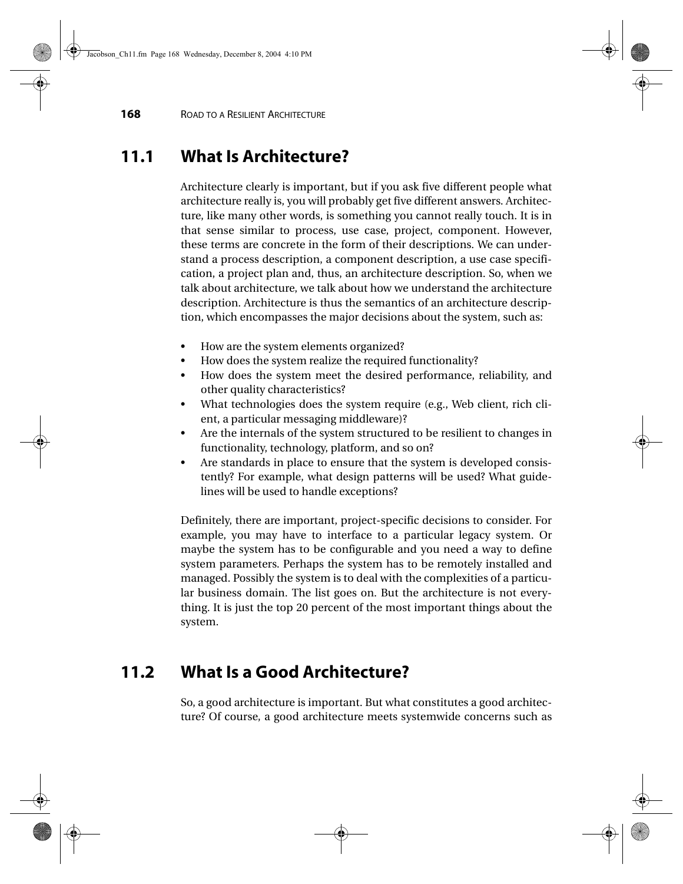## 11.1 What Is Architecture?

Architecture clearly is important, but if you ask five different people what architecture really is, you will probably get five different answers. Architecture, like many other words, is something you cannot really touch. It is in that sense similar to process, use case, project, component. However, these terms are concrete in the form of their descriptions. We can understand a process description, a component description, a use case specification, a project plan and, thus, an architecture description. So, when we talk about architecture, we talk about how we understand the architecture description. Architecture is thus the semantics of an architecture description, which encompasses the major decisions about the system, such as:

- How are the system elements organized?
- How does the system realize the required functionality?
- How does the system meet the desired performance, reliability, and other quality characteristics?
- What technologies does the system require (e.g., Web client, rich client, a particular messaging middleware)?
- Are the internals of the system structured to be resilient to changes in functionality, technology, platform, and so on?
- Are standards in place to ensure that the system is developed consistently? For example, what design patterns will be used? What guidelines will be used to handle exceptions?

Definitely, there are important, project-specific decisions to consider. For example, you may have to interface to a particular legacy system. Or maybe the system has to be configurable and you need a way to define system parameters. Perhaps the system has to be remotely installed and managed. Possibly the system is to deal with the complexities of a particular business domain. The list goes on. But the architecture is not everything. It is just the top 20 percent of the most important things about the system.

## 11.2 What Is a Good Architecture?

So, a good architecture is important. But what constitutes a good architecture? Of course, a good architecture meets systemwide concerns such as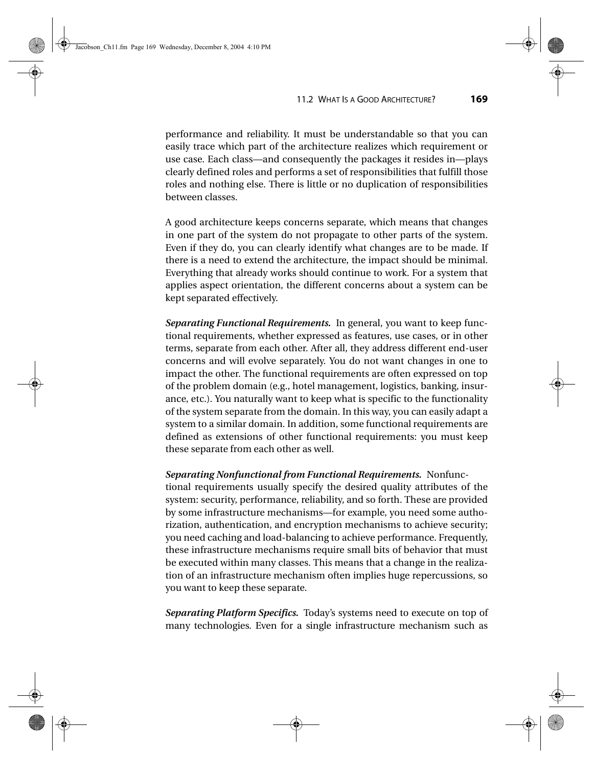performance and reliability. It must be understandable so that you can easily trace which part of the architecture realizes which requirement or use case. Each class—and consequently the packages it resides in—plays clearly defined roles and performs a set of responsibilities that fulfill those roles and nothing else. There is little or no duplication of responsibilities between classes.

A good architecture keeps concerns separate, which means that changes in one part of the system do not propagate to other parts of the system. Even if they do, you can clearly identify what changes are to be made. If there is a need to extend the architecture, the impact should be minimal. Everything that already works should continue to work. For a system that applies aspect orientation, the different concerns about a system can be kept separated effectively.

***Separating Functional Requirements.*** In general, you want to keep functional requirements, whether expressed as features, use cases, or in other terms, separate from each other. After all, they address different end-user concerns and will evolve separately. You do not want changes in one to impact the other. The functional requirements are often expressed on top of the problem domain (e.g., hotel management, logistics, banking, insurance, etc.). You naturally want to keep what is specific to the functionality of the system separate from the domain. In this way, you can easily adapt a system to a similar domain. In addition, some functional requirements are defined as extensions of other functional requirements: you must keep these separate from each other as well.

***Separating Nonfunctional from Functional Requirements.*** Nonfunctional requirements usually specify the desired quality attributes of the system: security, performance, reliability, and so forth. These are provided by some infrastructure mechanisms—for example, you need some authorization, authentication, and encryption mechanisms to achieve security; you need caching and load-balancing to achieve performance. Frequently, these infrastructure mechanisms require small bits of behavior that must be executed within many classes. This means that a change in the realization of an infrastructure mechanism often implies huge repercussions, so you want to keep these separate.

***Separating Platform Specifics.*** Today's systems need to execute on top of many technologies. Even for a single infrastructure mechanism such as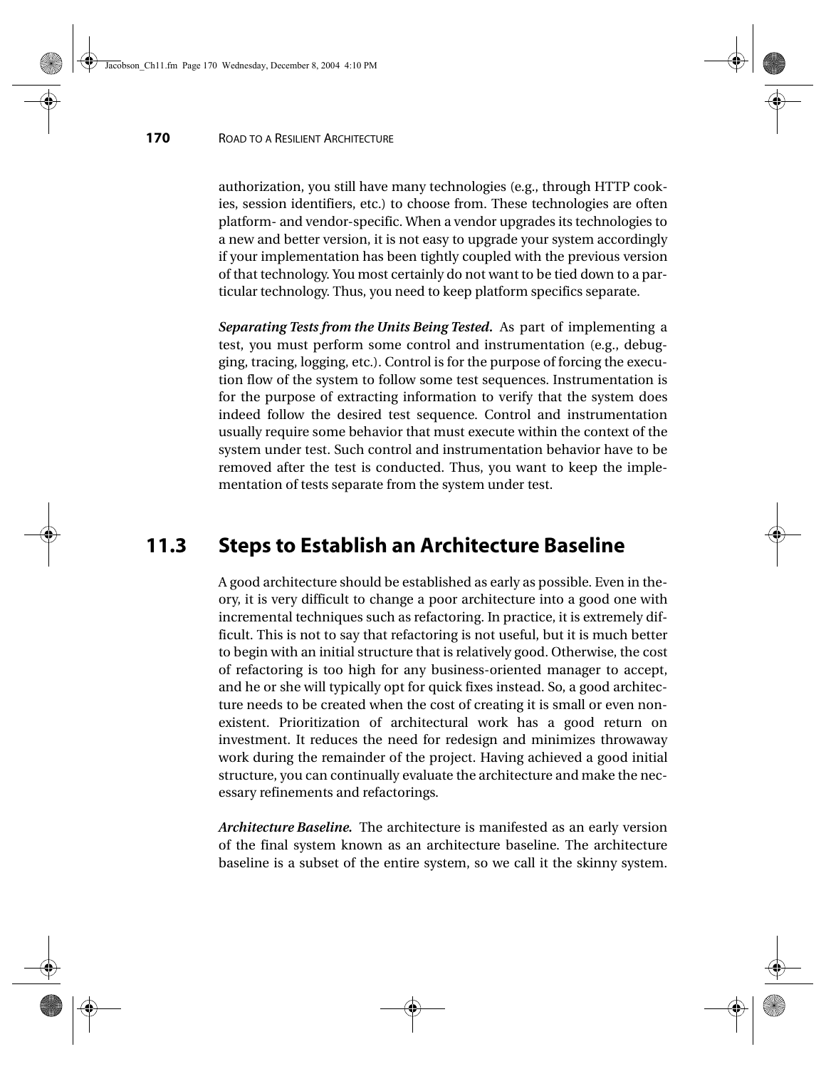authorization, you still have many technologies (e.g., through HTTP cookies, session identifiers, etc.) to choose from. These technologies are often platform- and vendor-specific. When a vendor upgrades its technologies to a new and better version, it is not easy to upgrade your system accordingly if your implementation has been tightly coupled with the previous version of that technology. You most certainly do not want to be tied down to a particular technology. Thus, you need to keep platform specifics separate.

***Separating Tests from the Units Being Tested.*** As part of implementing a test, you must perform some control and instrumentation (e.g., debugging, tracing, logging, etc.). Control is for the purpose of forcing the execution flow of the system to follow some test sequences. Instrumentation is for the purpose of extracting information to verify that the system does indeed follow the desired test sequence. Control and instrumentation usually require some behavior that must execute within the context of the system under test. Such control and instrumentation behavior have to be removed after the test is conducted. Thus, you want to keep the implementation of tests separate from the system under test.

## 11.3 Steps to Establish an Architecture Baseline

A good architecture should be established as early as possible. Even in theory, it is very difficult to change a poor architecture into a good one with incremental techniques such as refactoring. In practice, it is extremely difficult. This is not to say that refactoring is not useful, but it is much better to begin with an initial structure that is relatively good. Otherwise, the cost of refactoring is too high for any business-oriented manager to accept, and he or she will typically opt for quick fixes instead. So, a good architecture needs to be created when the cost of creating it is small or even nonexistent. Prioritization of architectural work has a good return on investment. It reduces the need for redesign and minimizes throwaway work during the remainder of the project. Having achieved a good initial structure, you can continually evaluate the architecture and make the necessary refinements and refactorings.

***Architecture Baseline.*** The architecture is manifested as an early version of the final system known as an architecture baseline. The architecture baseline is a subset of the entire system, so we call it the skinny system.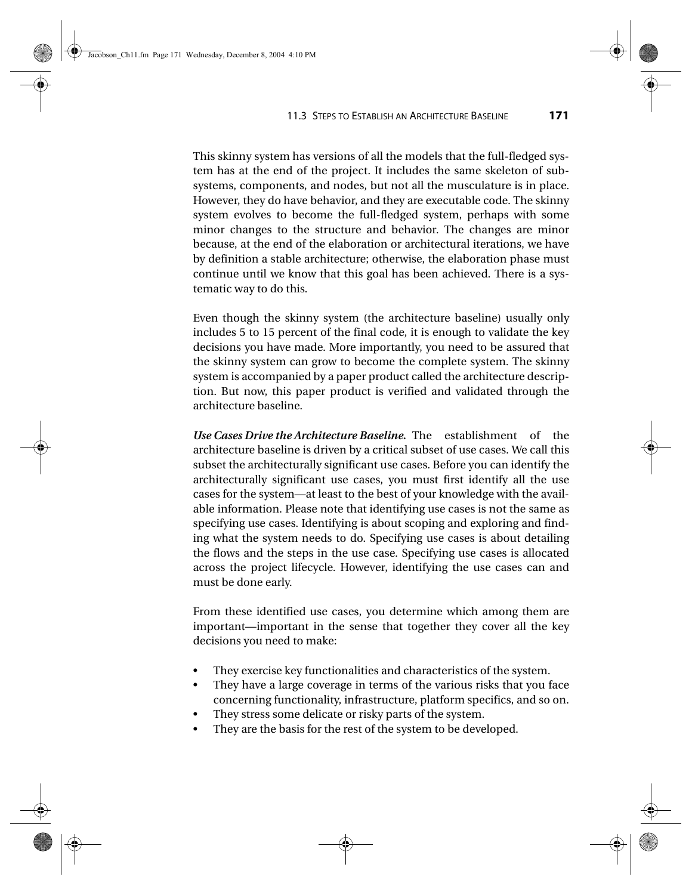This skinny system has versions of all the models that the full-fledged system has at the end of the project. It includes the same skeleton of subsystems, components, and nodes, but not all the musculature is in place. However, they do have behavior, and they are executable code. The skinny system evolves to become the full-fledged system, perhaps with some minor changes to the structure and behavior. The changes are minor because, at the end of the elaboration or architectural iterations, we have by definition a stable architecture; otherwise, the elaboration phase must continue until we know that this goal has been achieved. There is a systematic way to do this.

Even though the skinny system (the architecture baseline) usually only includes 5 to 15 percent of the final code, it is enough to validate the key decisions you have made. More importantly, you need to be assured that the skinny system can grow to become the complete system. The skinny system is accompanied by a paper product called the architecture description. But now, this paper product is verified and validated through the architecture baseline.

***Use Cases Drive the Architecture Baseline.*** The establishment of the architecture baseline is driven by a critical subset of use cases. We call this subset the architecturally significant use cases. Before you can identify the architecturally significant use cases, you must first identify all the use cases for the system—at least to the best of your knowledge with the available information. Please note that identifying use cases is not the same as specifying use cases. Identifying is about scoping and exploring and finding what the system needs to do. Specifying use cases is about detailing the flows and the steps in the use case. Specifying use cases is allocated across the project lifecycle. However, identifying the use cases can and must be done early.

From these identified use cases, you determine which among them are important—important in the sense that together they cover all the key decisions you need to make:

- They exercise key functionalities and characteristics of the system.
- They have a large coverage in terms of the various risks that you face concerning functionality, infrastructure, platform specifics, and so on.
- They stress some delicate or risky parts of the system.
- They are the basis for the rest of the system to be developed.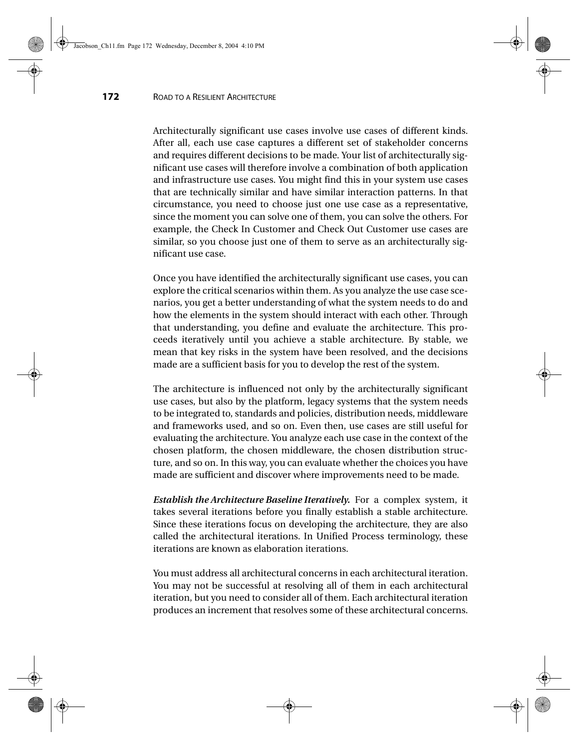Architecturally significant use cases involve use cases of different kinds. After all, each use case captures a different set of stakeholder concerns and requires different decisions to be made. Your list of architecturally significant use cases will therefore involve a combination of both application and infrastructure use cases. You might find this in your system use cases that are technically similar and have similar interaction patterns. In that circumstance, you need to choose just one use case as a representative, since the moment you can solve one of them, you can solve the others. For example, the Check In Customer and Check Out Customer use cases are similar, so you choose just one of them to serve as an architecturally significant use case.

Once you have identified the architecturally significant use cases, you can explore the critical scenarios within them. As you analyze the use case scenarios, you get a better understanding of what the system needs to do and how the elements in the system should interact with each other. Through that understanding, you define and evaluate the architecture. This proceeds iteratively until you achieve a stable architecture. By stable, we mean that key risks in the system have been resolved, and the decisions made are a sufficient basis for you to develop the rest of the system.

The architecture is influenced not only by the architecturally significant use cases, but also by the platform, legacy systems that the system needs to be integrated to, standards and policies, distribution needs, middleware and frameworks used, and so on. Even then, use cases are still useful for evaluating the architecture. You analyze each use case in the context of the chosen platform, the chosen middleware, the chosen distribution structure, and so on. In this way, you can evaluate whether the choices you have made are sufficient and discover where improvements need to be made.

***Establish the Architecture Baseline Iteratively.*** For a complex system, it takes several iterations before you finally establish a stable architecture. Since these iterations focus on developing the architecture, they are also called the architectural iterations. In Unified Process terminology, these iterations are known as elaboration iterations.

You must address all architectural concerns in each architectural iteration. You may not be successful at resolving all of them in each architectural iteration, but you need to consider all of them. Each architectural iteration produces an increment that resolves some of these architectural concerns.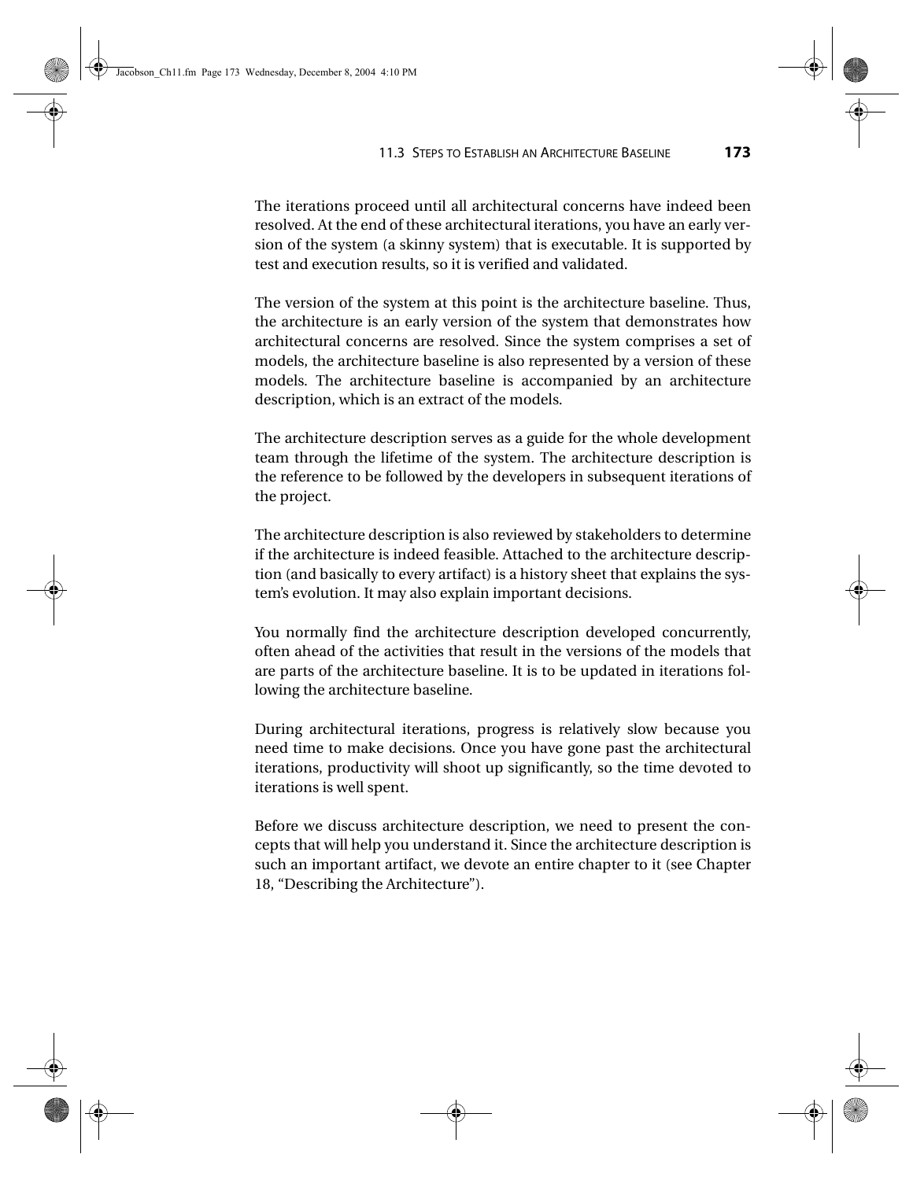The iterations proceed until all architectural concerns have indeed been resolved. At the end of these architectural iterations, you have an early version of the system (a skinny system) that is executable. It is supported by test and execution results, so it is verified and validated.

The version of the system at this point is the architecture baseline. Thus, the architecture is an early version of the system that demonstrates how architectural concerns are resolved. Since the system comprises a set of models, the architecture baseline is also represented by a version of these models. The architecture baseline is accompanied by an architecture description, which is an extract of the models.

The architecture description serves as a guide for the whole development team through the lifetime of the system. The architecture description is the reference to be followed by the developers in subsequent iterations of the project.

The architecture description is also reviewed by stakeholders to determine if the architecture is indeed feasible. Attached to the architecture description (and basically to every artifact) is a history sheet that explains the system's evolution. It may also explain important decisions.

You normally find the architecture description developed concurrently, often ahead of the activities that result in the versions of the models that are parts of the architecture baseline. It is to be updated in iterations following the architecture baseline.

During architectural iterations, progress is relatively slow because you need time to make decisions. Once you have gone past the architectural iterations, productivity will shoot up significantly, so the time devoted to iterations is well spent.

Before we discuss architecture description, we need to present the concepts that will help you understand it. Since the architecture description is such an important artifact, we devote an entire chapter to it (see Chapter 18, "Describing the Architecture").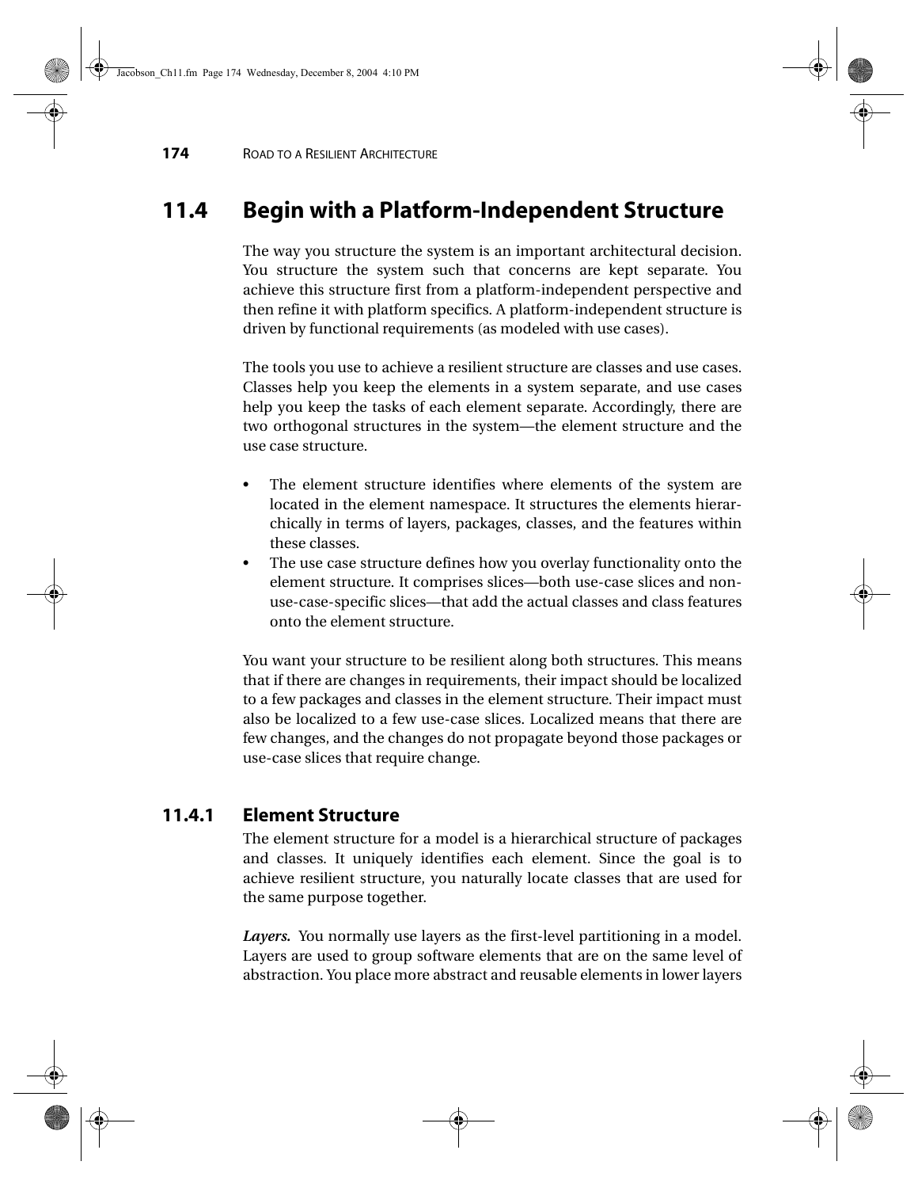## 11.4 Begin with a Platform-Independent Structure

The way you structure the system is an important architectural decision. You structure the system such that concerns are kept separate. You achieve this structure first from a platform-independent perspective and then refine it with platform specifics. A platform-independent structure is driven by functional requirements (as modeled with use cases).

The tools you use to achieve a resilient structure are classes and use cases. Classes help you keep the elements in a system separate, and use cases help you keep the tasks of each element separate. Accordingly, there are two orthogonal structures in the system—the element structure and the use case structure.

- The element structure identifies where elements of the system are located in the element namespace. It structures the elements hierarchically in terms of layers, packages, classes, and the features within these classes.
- The use case structure defines how you overlay functionality onto the element structure. It comprises slices—both use-case slices and non-use-case-specific slices—that add the actual classes and class features onto the element structure.

You want your structure to be resilient along both structures. This means that if there are changes in requirements, their impact should be localized to a few packages and classes in the element structure. Their impact must also be localized to a few use-case slices. Localized means that there are few changes, and the changes do not propagate beyond those packages or use-case slices that require change.

### 11.4.1 Element Structure

The element structure for a model is a hierarchical structure of packages and classes. It uniquely identifies each element. Since the goal is to achieve resilient structure, you naturally locate classes that are used for the same purpose together.

***Layers.*** You normally use layers as the first-level partitioning in a model. Layers are used to group software elements that are on the same level of abstraction. You place more abstract and reusable elements in lower layers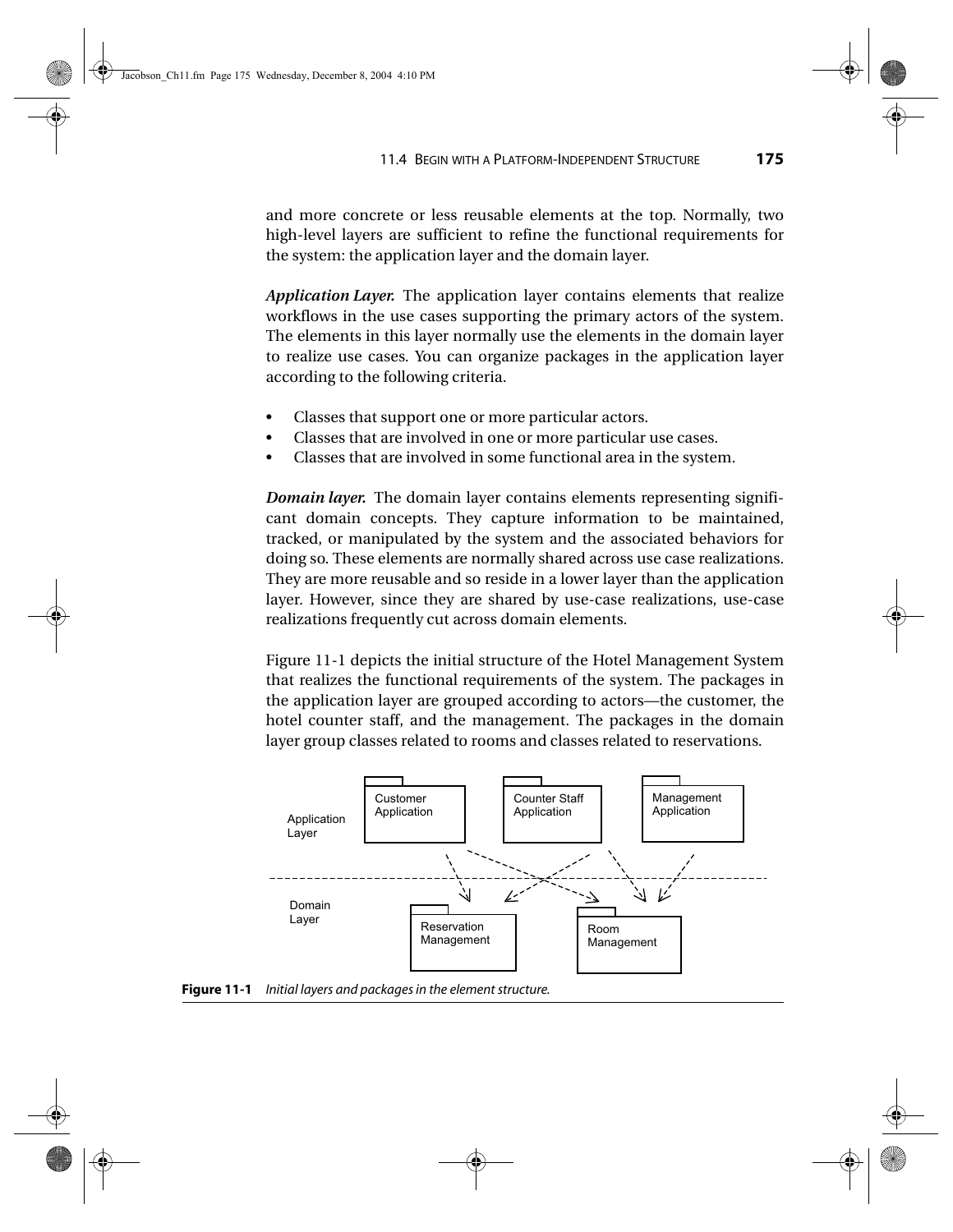and more concrete or less reusable elements at the top. Normally, two high-level layers are sufficient to refine the functional requirements for the system: the application layer and the domain layer.

***Application Layer.*** The application layer contains elements that realize workflows in the use cases supporting the primary actors of the system. The elements in this layer normally use the elements in the domain layer to realize use cases. You can organize packages in the application layer according to the following criteria.

- Classes that support one or more particular actors.
- Classes that are involved in one or more particular use cases.
- Classes that are involved in some functional area in the system.

***Domain layer.*** The domain layer contains elements representing significant domain concepts. They capture information to be maintained, tracked, or manipulated by the system and the associated behaviors for doing so. These elements are normally shared across use case realizations. They are more reusable and so reside in a lower layer than the application layer. However, since they are shared by use-case realizations, use-case realizations frequently cut across domain elements.

Figure 11-1 depicts the initial structure of the Hotel Management System that realizes the functional requirements of the system. The packages in the application layer are grouped according to actors—the customer, the hotel counter staff, and the management. The packages in the domain layer group classes related to rooms and classes related to reservations.

Application Layer: Customer Application, Counter Staff Application, Management Application

Domain Layer: Reservation Management, Room Management

**Figure 11-1** *Initial layers and packages in the element structure.*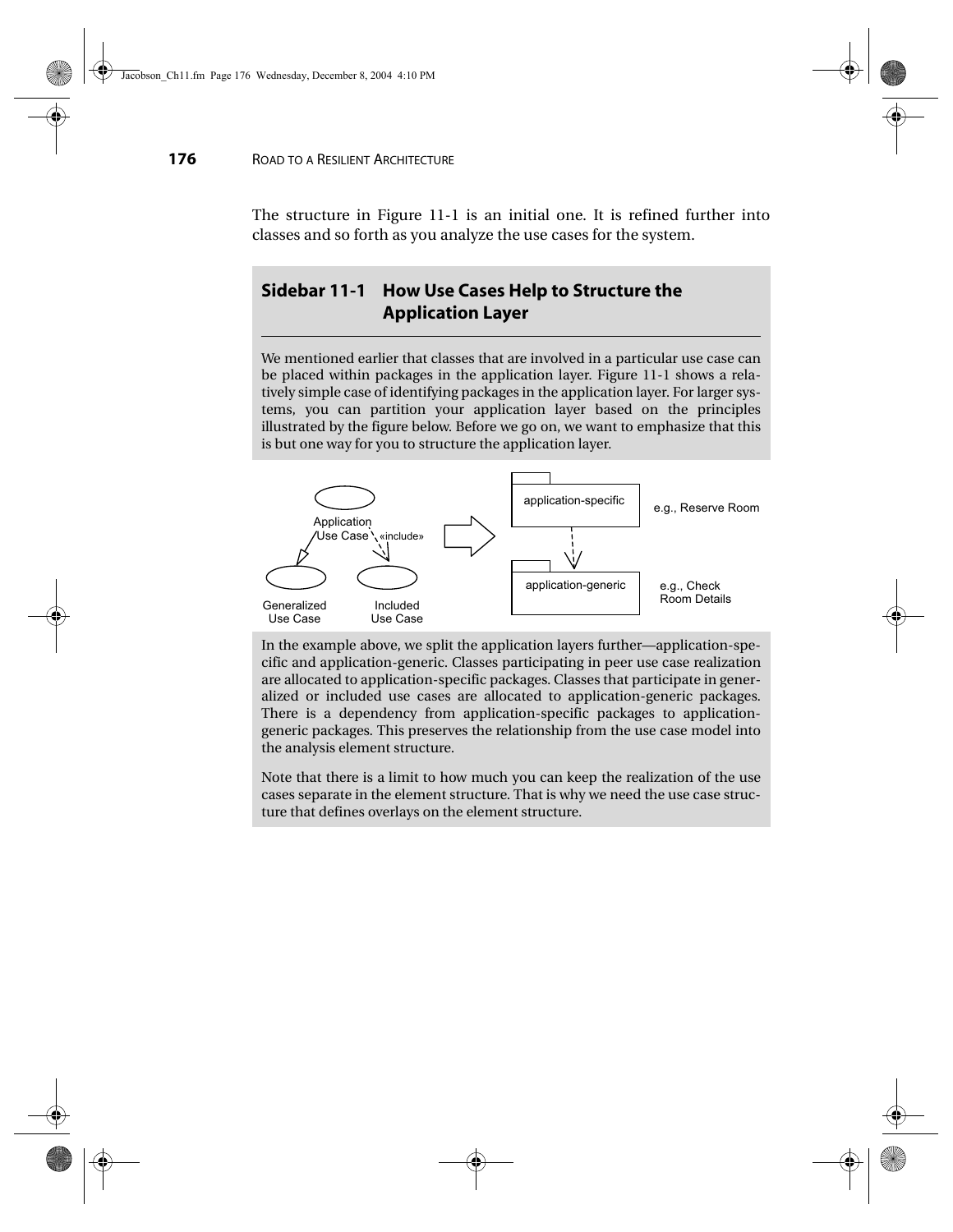The structure in Figure 11-1 is an initial one. It is refined further into classes and so forth as you analyze the use cases for the system.

## Sidebar 11-1 How Use Cases Help to Structure the Application Layer

We mentioned earlier that classes that are involved in a particular use case can be placed within packages in the application layer. Figure 11-1 shows a relatively simple case of identifying packages in the application layer. For larger systems, you can partition your application layer based on the principles illustrated by the figure below. Before we go on, we want to emphasize that this is but one way for you to structure the application layer.

In the example above, we split the application layers further—application-specific and application-generic. Classes participating in peer use case realization are allocated to application-specific packages. Classes that participate in generalized or included use cases are allocated to application-generic packages. There is a dependency from application-specific packages to application-generic packages. This preserves the relationship from the use case model into the analysis element structure.

Note that there is a limit to how much you can keep the realization of the use cases separate in the element structure. That is why we need the use case structure that defines overlays on the element structure.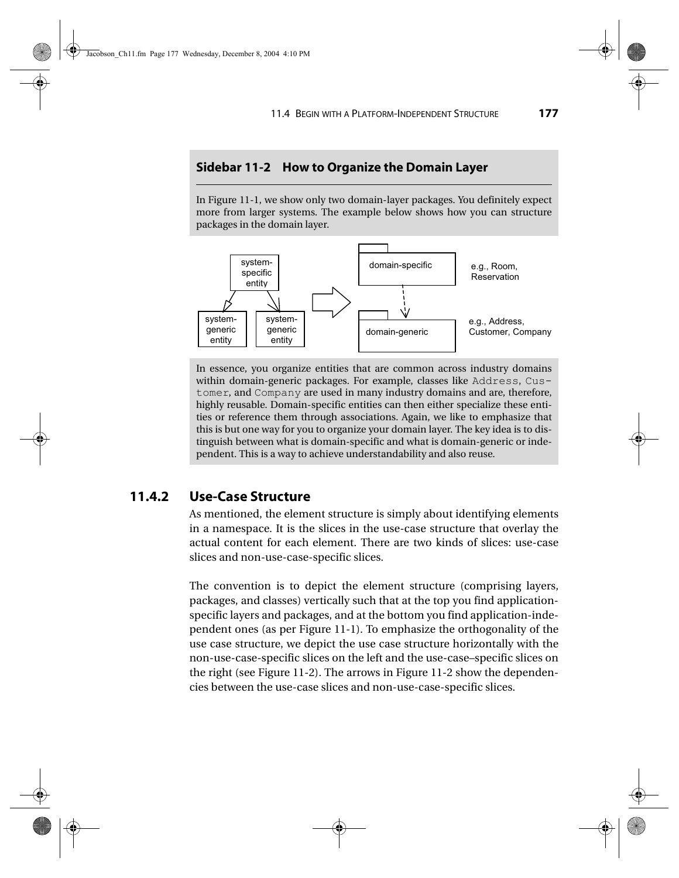### Sidebar 11-2 How to Organize the Domain Layer

In Figure 11-1, we show only two domain-layer packages. You definitely expect more from larger systems. The example below shows how you can structure packages in the domain layer.

In essence, you organize entities that are common across industry domains within domain-generic packages. For example, classes like `Address`, `Customer`, and `Company` are used in many industry domains and are, therefore, highly reusable. Domain-specific entities can then either specialize these entities or reference them through associations. Again, we like to emphasize that this is but one way for you to organize your domain layer. The key idea is to distinguish between what is domain-specific and what is domain-generic or independent. This is a way to achieve understandability and also reuse.

## 11.4.2 Use-Case Structure

As mentioned, the element structure is simply about identifying elements in a namespace. It is the slices in the use-case structure that overlay the actual content for each element. There are two kinds of slices: use-case slices and non-use-case-specific slices.

The convention is to depict the element structure (comprising layers, packages, and classes) vertically such that at the top you find application-specific layers and packages, and at the bottom you find application-independent ones (as per Figure 11-1). To emphasize the orthogonality of the use case structure, we depict the use case structure horizontally with the non-use-case-specific slices on the left and the use-case–specific slices on the right (see Figure 11-2). The arrows in Figure 11-2 show the dependencies between the use-case slices and non-use-case-specific slices.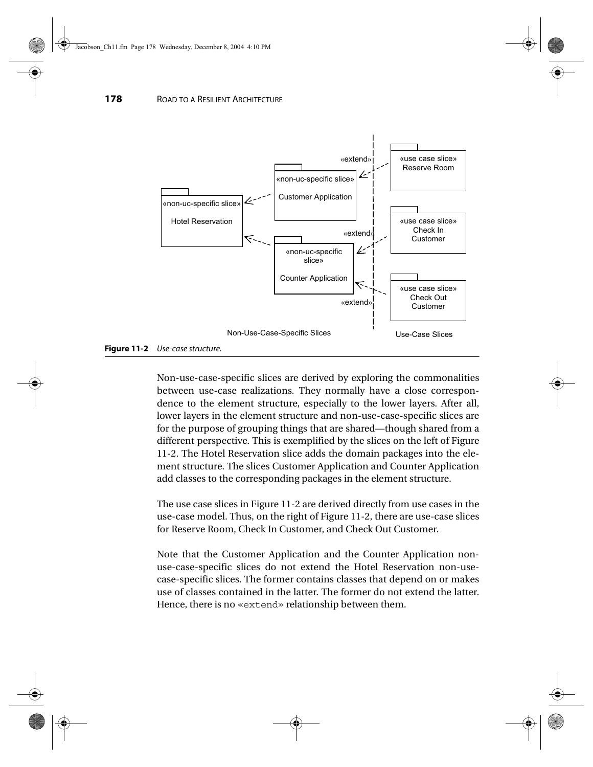**Figure 11-2** *Use-case structure.*

Non-use-case-specific slices are derived by exploring the commonalities between use-case realizations. They normally have a close correspondence to the element structure, especially to the lower layers. After all, lower layers in the element structure and non-use-case-specific slices are for the purpose of grouping things that are shared—though shared from a different perspective. This is exemplified by the slices on the left of Figure 11-2. The Hotel Reservation slice adds the domain packages into the element structure. The slices Customer Application and Counter Application add classes to the corresponding packages in the element structure.

The use case slices in Figure 11-2 are derived directly from use cases in the use-case model. Thus, on the right of Figure 11-2, there are use-case slices for Reserve Room, Check In Customer, and Check Out Customer.

Note that the Customer Application and the Counter Application non-use-case-specific slices do not extend the Hotel Reservation non-use-case-specific slices. The former contains classes that depend on or makes use of classes contained in the latter. The former do not extend the latter. Hence, there is no `«extend»` relationship between them.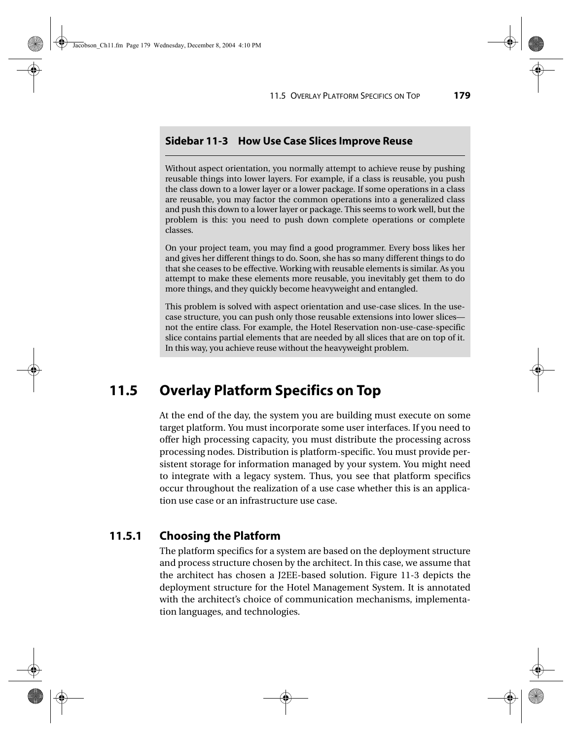**Sidebar 11-3 How Use Case Slices Improve Reuse**

Without aspect orientation, you normally attempt to achieve reuse by pushing reusable things into lower layers. For example, if a class is reusable, you push the class down to a lower layer or a lower package. If some operations in a class are reusable, you may factor the common operations into a generalized class and push this down to a lower layer or package. This seems to work well, but the problem is this: you need to push down complete operations or complete classes.

On your project team, you may find a good programmer. Every boss likes her and gives her different things to do. Soon, she has so many different things to do that she ceases to be effective. Working with reusable elements is similar. As you attempt to make these elements more reusable, you inevitably get them to do more things, and they quickly become heavyweight and entangled.

This problem is solved with aspect orientation and use-case slices. In the use-case structure, you can push only those reusable extensions into lower slices—not the entire class. For example, the Hotel Reservation non-use-case-specific slice contains partial elements that are needed by all slices that are on top of it. In this way, you achieve reuse without the heavyweight problem.

## 11.5 Overlay Platform Specifics on Top

At the end of the day, the system you are building must execute on some target platform. You must incorporate some user interfaces. If you need to offer high processing capacity, you must distribute the processing across processing nodes. Distribution is platform-specific. You must provide persistent storage for information managed by your system. You might need to integrate with a legacy system. Thus, you see that platform specifics occur throughout the realization of a use case whether this is an application use case or an infrastructure use case.

### 11.5.1 Choosing the Platform

The platform specifics for a system are based on the deployment structure and process structure chosen by the architect. In this case, we assume that the architect has chosen a J2EE-based solution. Figure 11-3 depicts the deployment structure for the Hotel Management System. It is annotated with the architect's choice of communication mechanisms, implementation languages, and technologies.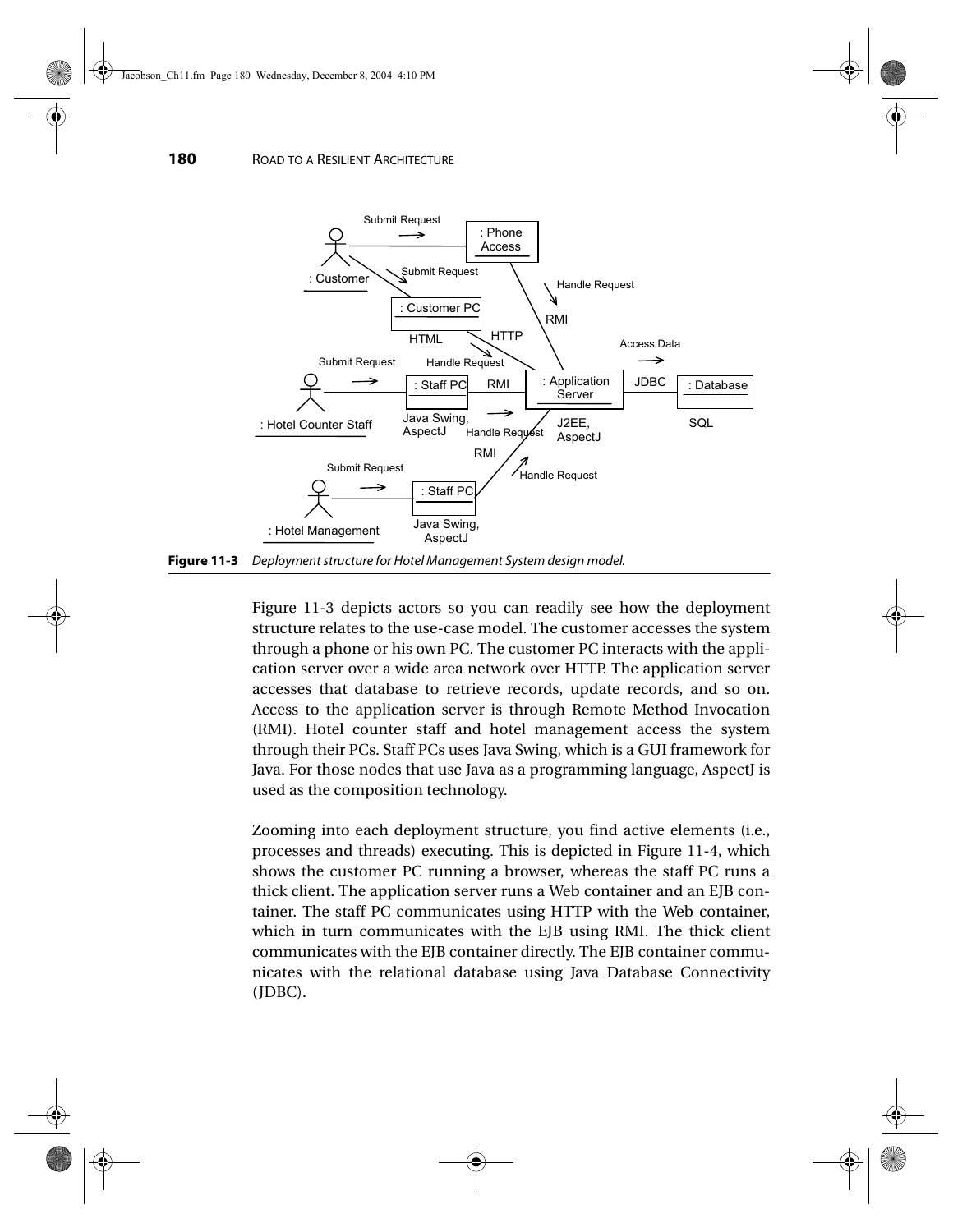**Figure 11-3** *Deployment structure for Hotel Management System design model.*

Figure 11-3 depicts actors so you can readily see how the deployment structure relates to the use-case model. The customer accesses the system through a phone or his own PC. The customer PC interacts with the application server over a wide area network over HTTP. The application server accesses that database to retrieve records, update records, and so on. Access to the application server is through Remote Method Invocation (RMI). Hotel counter staff and hotel management access the system through their PCs. Staff PCs uses Java Swing, which is a GUI framework for Java. For those nodes that use Java as a programming language, AspectJ is used as the composition technology.

Zooming into each deployment structure, you find active elements (i.e., processes and threads) executing. This is depicted in Figure 11-4, which shows the customer PC running a browser, whereas the staff PC runs a thick client. The application server runs a Web container and an EJB container. The staff PC communicates using HTTP with the Web container, which in turn communicates with the EJB using RMI. The thick client communicates with the EJB container directly. The EJB container communicates with the relational database using Java Database Connectivity (JDBC).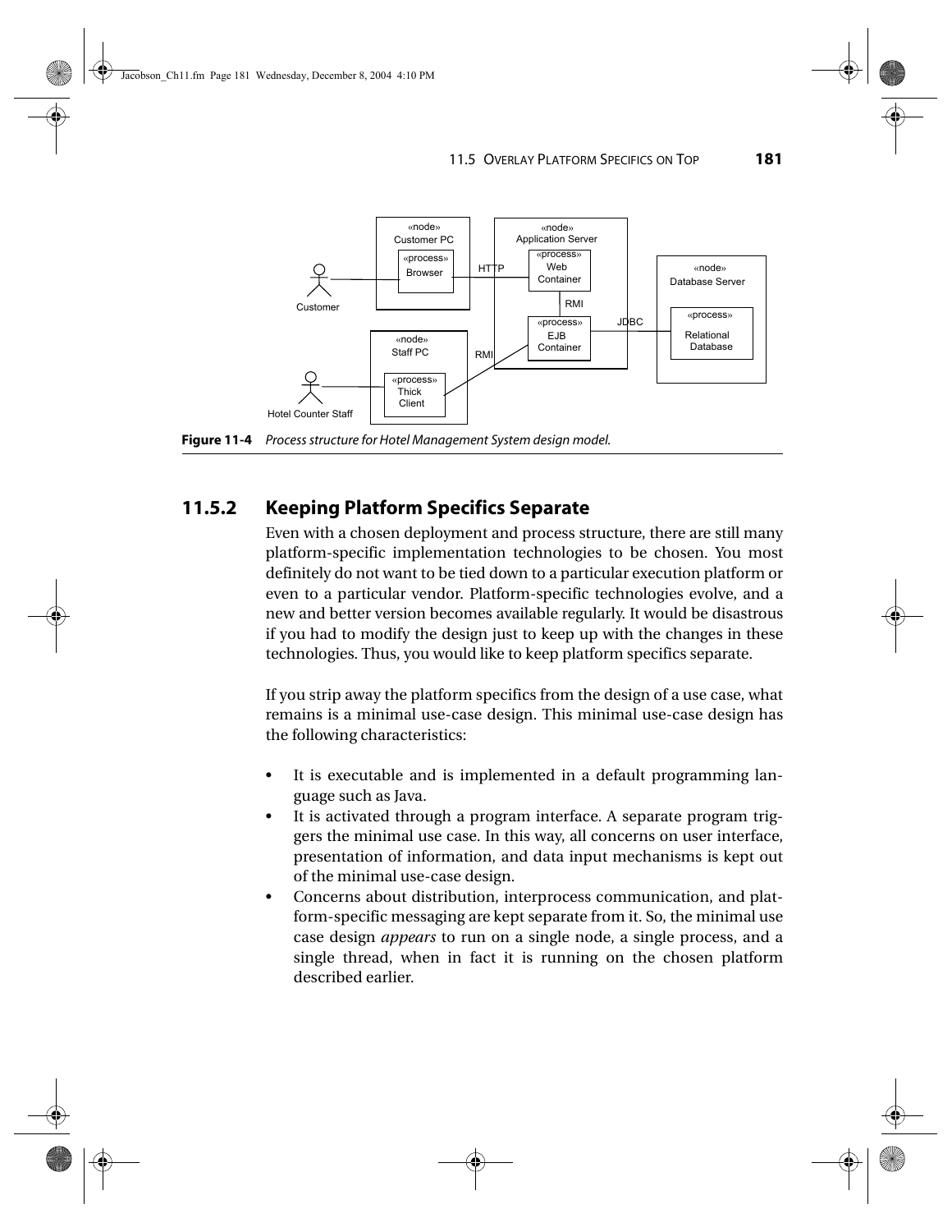Figure 11-4 Process structure for Hotel Management System design model.

### 11.5.2 Keeping Platform Specifics Separate

Even with a chosen deployment and process structure, there are still many platform-specific implementation technologies to be chosen. You most definitely do not want to be tied down to a particular execution platform or even to a particular vendor. Platform-specific technologies evolve, and a new and better version becomes available regularly. It would be disastrous if you had to modify the design just to keep up with the changes in these technologies. Thus, you would like to keep platform specifics separate.

If you strip away the platform specifics from the design of a use case, what remains is a minimal use-case design. This minimal use-case design has the following characteristics:

- It is executable and is implemented in a default programming language such as Java.
- It is activated through a program interface. A separate program triggers the minimal use case. In this way, all concerns on user interface, presentation of information, and data input mechanisms is kept out of the minimal use-case design.
- Concerns about distribution, interprocess communication, and platform-specific messaging are kept separate from it. So, the minimal use case design *appears* to run on a single node, a single process, and a single thread, when in fact it is running on the chosen platform described earlier.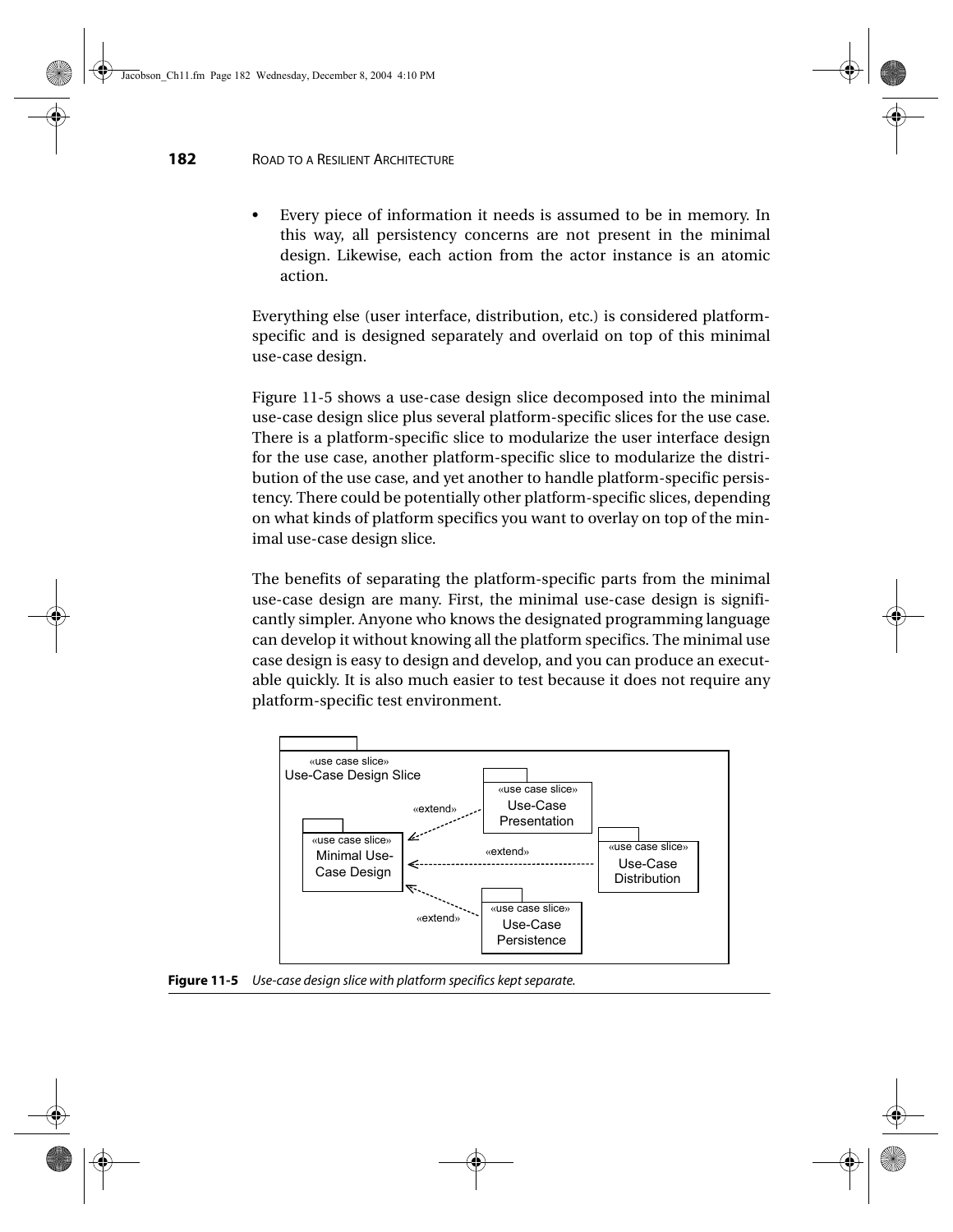- Every piece of information it needs is assumed to be in memory. In this way, all persistency concerns are not present in the minimal design. Likewise, each action from the actor instance is an atomic action.

Everything else (user interface, distribution, etc.) is considered platform-specific and is designed separately and overlaid on top of this minimal use-case design.

Figure 11-5 shows a use-case design slice decomposed into the minimal use-case design slice plus several platform-specific slices for the use case. There is a platform-specific slice to modularize the user interface design for the use case, another platform-specific slice to modularize the distribution of the use case, and yet another to handle platform-specific persistency. There could be potentially other platform-specific slices, depending on what kinds of platform specifics you want to overlay on top of the minimal use-case design slice.

The benefits of separating the platform-specific parts from the minimal use-case design are many. First, the minimal use-case design is significantly simpler. Anyone who knows the designated programming language can develop it without knowing all the platform specifics. The minimal use case design is easy to design and develop, and you can produce an executable quickly. It is also much easier to test because it does not require any platform-specific test environment.

**Figure 11-5** *Use-case design slice with platform specifics kept separate.*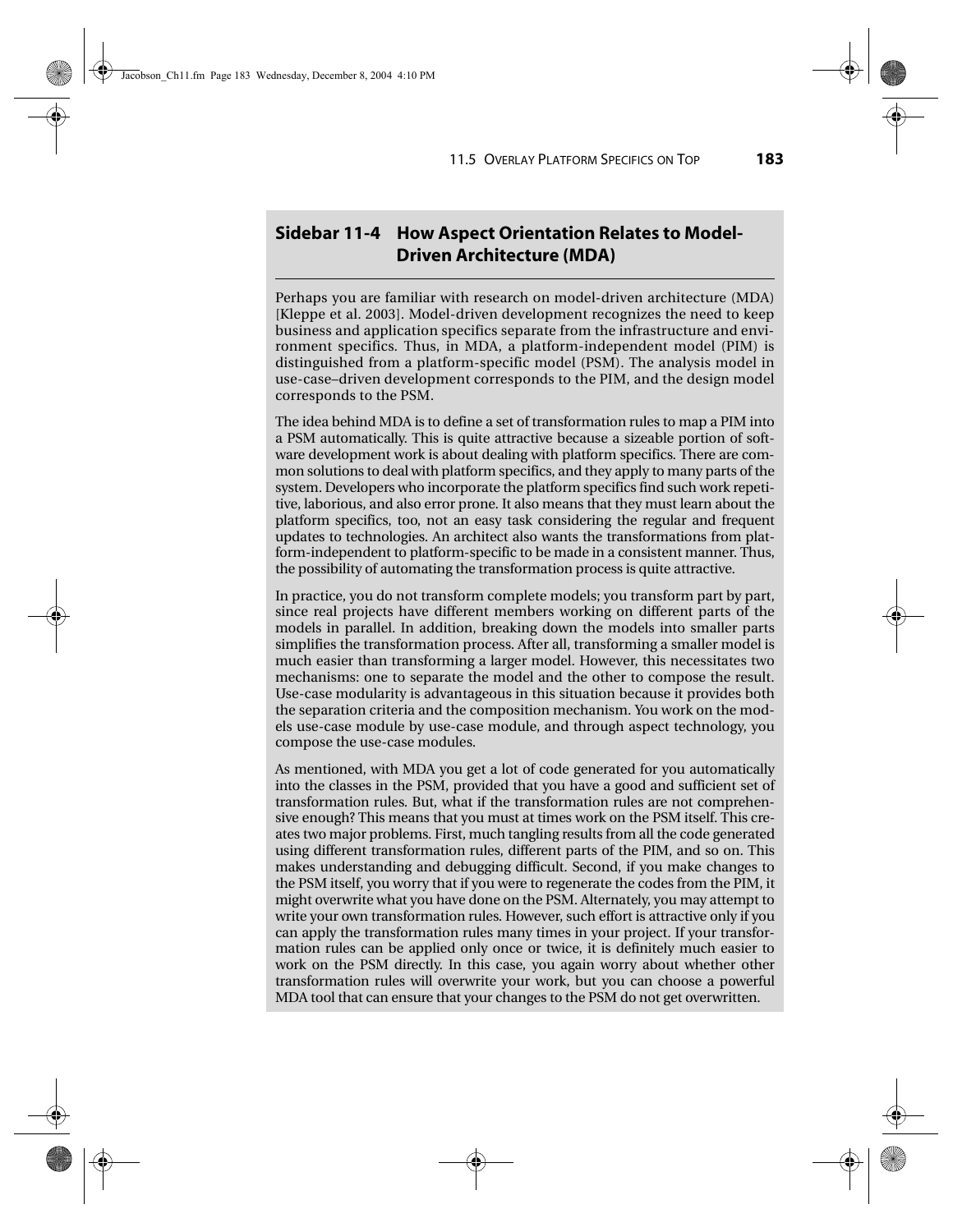### Sidebar 11-4 How Aspect Orientation Relates to Model-Driven Architecture (MDA)

Perhaps you are familiar with research on model-driven architecture (MDA) [Kleppe et al. 2003]. Model-driven development recognizes the need to keep business and application specifics separate from the infrastructure and environment specifics. Thus, in MDA, a platform-independent model (PIM) is distinguished from a platform-specific model (PSM). The analysis model in use-case–driven development corresponds to the PIM, and the design model corresponds to the PSM.

The idea behind MDA is to define a set of transformation rules to map a PIM into a PSM automatically. This is quite attractive because a sizeable portion of software development work is about dealing with platform specifics. There are common solutions to deal with platform specifics, and they apply to many parts of the system. Developers who incorporate the platform specifics find such work repetitive, laborious, and also error prone. It also means that they must learn about the platform specifics, too, not an easy task considering the regular and frequent updates to technologies. An architect also wants the transformations from platform-independent to platform-specific to be made in a consistent manner. Thus, the possibility of automating the transformation process is quite attractive.

In practice, you do not transform complete models; you transform part by part, since real projects have different members working on different parts of the models in parallel. In addition, breaking down the models into smaller parts simplifies the transformation process. After all, transforming a smaller model is much easier than transforming a larger model. However, this necessitates two mechanisms: one to separate the model and the other to compose the result. Use-case modularity is advantageous in this situation because it provides both the separation criteria and the composition mechanism. You work on the models use-case module by use-case module, and through aspect technology, you compose the use-case modules.

As mentioned, with MDA you get a lot of code generated for you automatically into the classes in the PSM, provided that you have a good and sufficient set of transformation rules. But, what if the transformation rules are not comprehensive enough? This means that you must at times work on the PSM itself. This creates two major problems. First, much tangling results from all the code generated using different transformation rules, different parts of the PIM, and so on. This makes understanding and debugging difficult. Second, if you make changes to the PSM itself, you worry that if you were to regenerate the codes from the PIM, it might overwrite what you have done on the PSM. Alternately, you may attempt to write your own transformation rules. However, such effort is attractive only if you can apply the transformation rules many times in your project. If your transformation rules can be applied only once or twice, it is definitely much easier to work on the PSM directly. In this case, you again worry about whether other transformation rules will overwrite your work, but you can choose a powerful MDA tool that can ensure that your changes to the PSM do not get overwritten.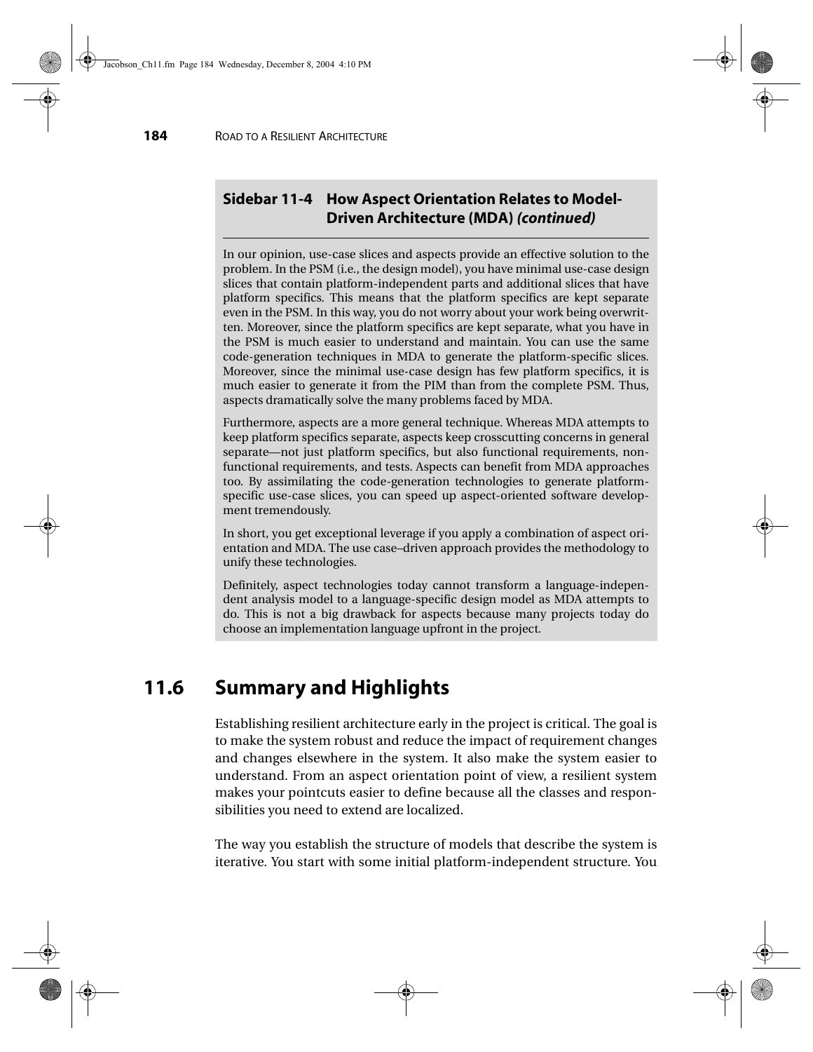**Sidebar 11-4 How Aspect Orientation Relates to Model-Driven Architecture (MDA) *(continued)***

In our opinion, use-case slices and aspects provide an effective solution to the problem. In the PSM (i.e., the design model), you have minimal use-case design slices that contain platform-independent parts and additional slices that have platform specifics. This means that the platform specifics are kept separate even in the PSM. In this way, you do not worry about your work being overwritten. Moreover, since the platform specifics are kept separate, what you have in the PSM is much easier to understand and maintain. You can use the same code-generation techniques in MDA to generate the platform-specific slices. Moreover, since the minimal use-case design has few platform specifics, it is much easier to generate it from the PIM than from the complete PSM. Thus, aspects dramatically solve the many problems faced by MDA.

Furthermore, aspects are a more general technique. Whereas MDA attempts to keep platform specifics separate, aspects keep crosscutting concerns in general separate—not just platform specifics, but also functional requirements, non-functional requirements, and tests. Aspects can benefit from MDA approaches too. By assimilating the code-generation technologies to generate platform-specific use-case slices, you can speed up aspect-oriented software development tremendously.

In short, you get exceptional leverage if you apply a combination of aspect orientation and MDA. The use case–driven approach provides the methodology to unify these technologies.

Definitely, aspect technologies today cannot transform a language-independent analysis model to a language-specific design model as MDA attempts to do. This is not a big drawback for aspects because many projects today do choose an implementation language upfront in the project.

## 11.6 Summary and Highlights

Establishing resilient architecture early in the project is critical. The goal is to make the system robust and reduce the impact of requirement changes and changes elsewhere in the system. It also make the system easier to understand. From an aspect orientation point of view, a resilient system makes your pointcuts easier to define because all the classes and responsibilities you need to extend are localized.

The way you establish the structure of models that describe the system is iterative. You start with some initial platform-independent structure. You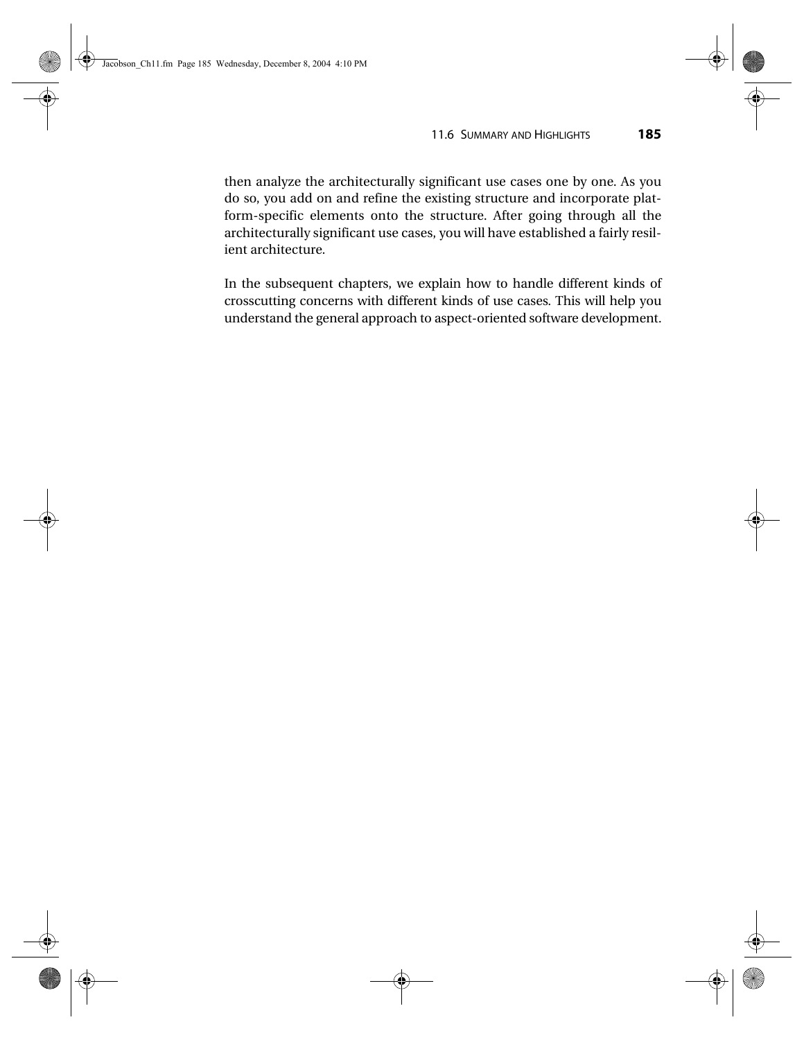then analyze the architecturally significant use cases one by one. As you do so, you add on and refine the existing structure and incorporate platform-specific elements onto the structure. After going through all the architecturally significant use cases, you will have established a fairly resilient architecture.

In the subsequent chapters, we explain how to handle different kinds of crosscutting concerns with different kinds of use cases. This will help you understand the general approach to aspect-oriented software development.